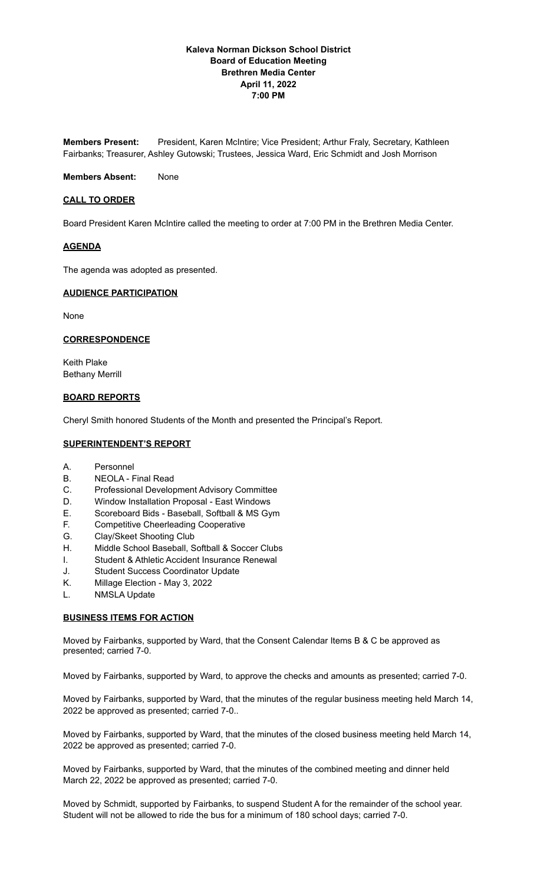**Kaleva Norman Dickson School District**
**Board of Education Meeting**
**Brethren Media Center**
**April 11, 2022**
**7:00 PM**

**Members Present:** President, Karen McIntire; Vice President; Arthur Fraly, Secretary, Kathleen Fairbanks; Treasurer, Ashley Gutowski; Trustees, Jessica Ward, Eric Schmidt and Josh Morrison

**Members Absent:** None

**CALL TO ORDER**

Board President Karen McIntire called the meeting to order at 7:00 PM in the Brethren Media Center.

**AGENDA**

The agenda was adopted as presented.

**AUDIENCE PARTICIPATION**

None

**CORRESPONDENCE**

Keith Plake
Bethany Merrill

**BOARD REPORTS**

Cheryl Smith honored Students of the Month and presented the Principal's Report.

**SUPERINTENDENT'S REPORT**

A. Personnel
B. NEOLA - Final Read
C. Professional Development Advisory Committee
D. Window Installation Proposal - East Windows
E. Scoreboard Bids - Baseball, Softball & MS Gym
F. Competitive Cheerleading Cooperative
G. Clay/Skeet Shooting Club
H. Middle School Baseball, Softball & Soccer Clubs
I. Student & Athletic Accident Insurance Renewal
J. Student Success Coordinator Update
K. Millage Election - May 3, 2022
L. NMSLA Update

**BUSINESS ITEMS FOR ACTION**

Moved by Fairbanks, supported by Ward, that the Consent Calendar Items B & C be approved as presented; carried 7-0.

Moved by Fairbanks, supported by Ward, to approve the checks and amounts as presented; carried 7-0.

Moved by Fairbanks, supported by Ward, that the minutes of the regular business meeting held March 14, 2022 be approved as presented; carried 7-0..

Moved by Fairbanks, supported by Ward, that the minutes of the closed business meeting held March 14, 2022 be approved as presented; carried 7-0.

Moved by Fairbanks, supported by Ward, that the minutes of the combined meeting and dinner held March 22, 2022 be approved as presented; carried 7-0.

Moved by Schmidt, supported by Fairbanks, to suspend Student A for the remainder of the school year. Student will not be allowed to ride the bus for a minimum of 180 school days; carried 7-0.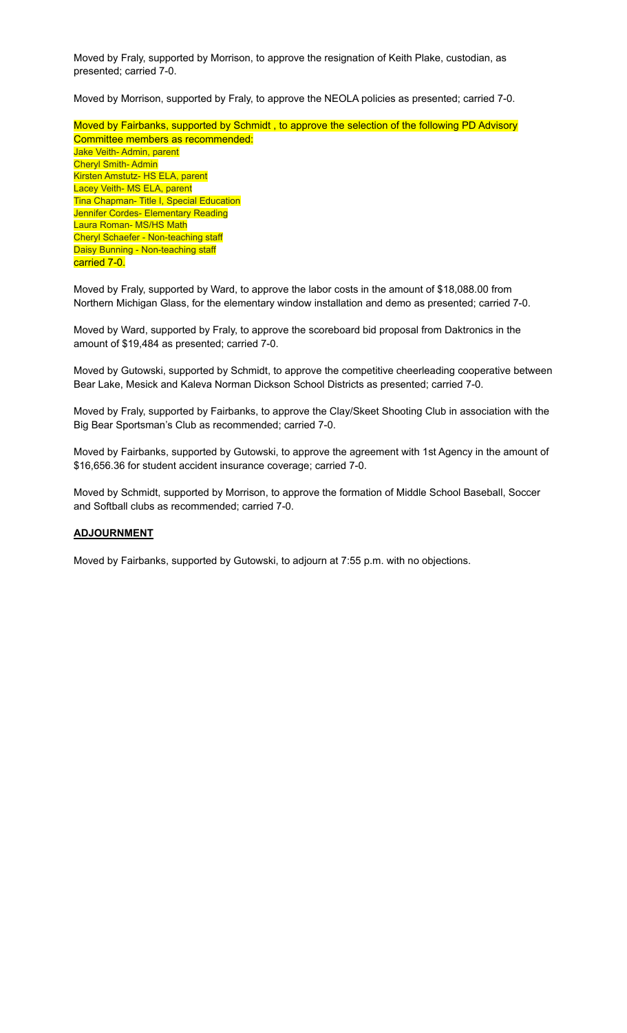Moved by Fraly, supported by Morrison, to approve the resignation of Keith Plake, custodian, as presented; carried 7-0.

Moved by Morrison, supported by Fraly, to approve the NEOLA policies as presented; carried 7-0.

Moved by Fairbanks, supported by Schmidt , to approve the selection of the following PD Advisory Committee members as recommended:
Jake Veith- Admin, parent
Cheryl Smith- Admin
Kirsten Amstutz- HS ELA, parent
Lacey Veith- MS ELA, parent
Tina Chapman- Title I, Special Education
Jennifer Cordes- Elementary Reading
Laura Roman- MS/HS Math
Cheryl Schaefer - Non-teaching staff
Daisy Bunning - Non-teaching staff
carried 7-0.

Moved by Fraly, supported by Ward, to approve the labor costs in the amount of $18,088.00 from Northern Michigan Glass, for the elementary window installation and demo as presented; carried 7-0.

Moved by Ward, supported by Fraly, to approve the scoreboard bid proposal from Daktronics in the amount of $19,484 as presented; carried 7-0.

Moved by Gutowski, supported by Schmidt, to approve the competitive cheerleading cooperative between Bear Lake, Mesick and Kaleva Norman Dickson School Districts as presented; carried 7-0.

Moved by Fraly, supported by Fairbanks, to approve the Clay/Skeet Shooting Club in association with the Big Bear Sportsman's Club as recommended; carried 7-0.

Moved by Fairbanks, supported by Gutowski, to approve the agreement with 1st Agency in the amount of $16,656.36 for student accident insurance coverage; carried 7-0.

Moved by Schmidt, supported by Morrison, to approve the formation of Middle School Baseball, Soccer and Softball clubs as recommended; carried 7-0.

**ADJOURNMENT**

Moved by Fairbanks, supported by Gutowski, to adjourn at 7:55 p.m. with no objections.